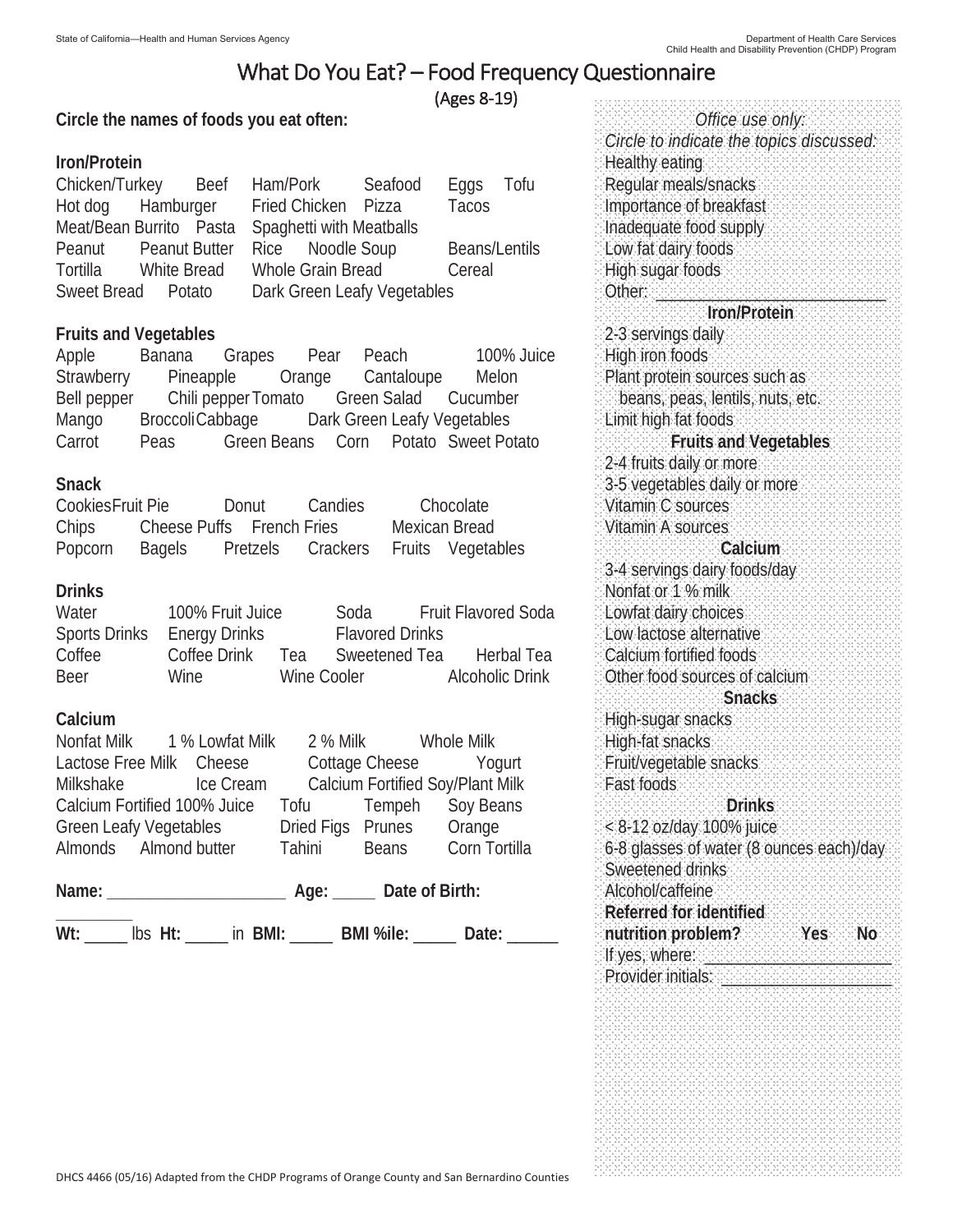# What Do You Eat? – Food Frequency Questionnaire

(Ages 8-19)

**Circle the names of foods you eat often:**

**Iron/Protein**

Chicken/Turkey    Beef    Ham/Pork    Seafood    Eggs    Tofu
Hot dog    Hamburger    Fried Chicken    Pizza    Tacos
Meat/Bean Burrito    Pasta    Spaghetti with Meatballs
Peanut    Peanut Butter    Rice    Noodle Soup    Beans/Lentils
Tortilla    White Bread    Whole Grain Bread    Cereal
Sweet Bread    Potato    Dark Green Leafy Vegetables

**Fruits and Vegetables**

Apple    Banana    Grapes    Pear    Peach    100% Juice
Strawberry    Pineapple    Orange    Cantaloupe    Melon
Bell pepper    Chili pepper    Tomato    Green Salad    Cucumber
Mango    Broccoli    Cabbage    Dark Green Leafy Vegetables
Carrot    Peas    Green Beans    Corn    Potato    Sweet Potato

**Snack**

Cookies    Fruit Pie    Donut    Candies    Chocolate
Chips    Cheese Puffs    French Fries    Mexican Bread
Popcorn    Bagels    Pretzels    Crackers    Fruits    Vegetables

**Drinks**

Water    100% Fruit Juice    Soda    Fruit Flavored Soda
Sports Drinks    Energy Drinks    Flavored Drinks
Coffee    Coffee Drink    Tea    Sweetened Tea    Herbal Tea
Beer    Wine    Wine Cooler    Alcoholic Drink

**Calcium**

Nonfat Milk    1 % Lowfat Milk    2 % Milk    Whole Milk
Lactose Free Milk    Cheese    Cottage Cheese    Yogurt
Milkshake    Ice Cream    Calcium Fortified Soy/Plant Milk
Calcium Fortified 100% Juice    Tofu    Tempeh    Soy Beans
Green Leafy Vegetables    Dried Figs    Prunes    Orange
Almonds    Almond butter    Tahini    Beans    Corn Tortilla

**Name:** ____________________ **Age:** _____ **Date of Birth:** _________

**Wt:** _____ lbs **Ht:** _____ in **BMI:** _____ **BMI %ile:** _____ **Date:** ______

*Office use only:*
*Circle to indicate the topics discussed:*

Healthy eating
Regular meals/snacks
Importance of breakfast
Inadequate food supply
Low fat dairy foods
High sugar foods
Other: ____________________________

**Iron/Protein**

2-3 servings daily
High iron foods
Plant protein sources such as beans, peas, lentils, nuts, etc.
Limit high fat foods

**Fruits and Vegetables**

2-4 fruits daily or more
3-5 vegetables daily or more
Vitamin C sources
Vitamin A sources

**Calcium**

3-4 servings dairy foods/day
Nonfat or 1 % milk
Lowfat dairy choices
Low lactose alternative
Calcium fortified foods
Other food sources of calcium

**Snacks**

High-sugar snacks
High-fat snacks
Fruit/vegetable snacks
Fast foods

**Drinks**

< 8-12 oz/day 100% juice
6-8 glasses of water (8 ounces each)/day
Sweetened drinks
Alcohol/caffeine

**Referred for identified nutrition problem?** **Yes** **No**
If yes, where: ______________________
Provider initials: ____________________

DHCS 4466 (05/16) Adapted from the CHDP Programs of Orange County and San Bernardino Counties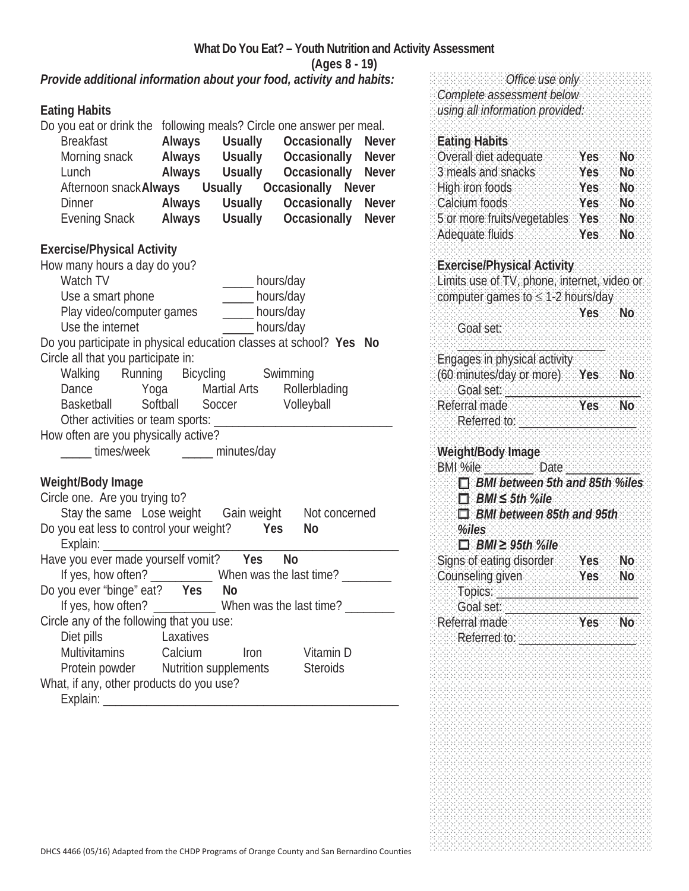# What Do You Eat? – Youth Nutrition and Activity Assessment

**(Ages 8 - 19)**

***Provide additional information about your food, activity and habits:***

## Eating Habits

Do you eat or drink the following meals? Circle one answer per meal.

| | | | | |
|---|---|---|---|---|
| Breakfast | **Always** | **Usually** | **Occasionally** | **Never** |
| Morning snack | **Always** | **Usually** | **Occasionally** | **Never** |
| Lunch | **Always** | **Usually** | **Occasionally** | **Never** |
| Afternoon snack | **Always** | **Usually** | **Occasionally** | **Never** |
| Dinner | **Always** | **Usually** | **Occasionally** | **Never** |
| Evening Snack | **Always** | **Usually** | **Occasionally** | **Never** |

## Exercise/Physical Activity

How many hours a day do you?

- Watch TV _____ hours/day
- Use a smart phone _____ hours/day
- Play video/computer games _____ hours/day
- Use the internet _____ hours/day

Do you participate in physical education classes at school? **Yes No**

Circle all that you participate in:

Walking Running Bicycling Swimming
Dance Yoga Martial Arts Rollerblading
Basketball Softball Soccer Volleyball
Other activities or team sports: ___________________________

How often are you physically active?

_____ times/week _____ minutes/day

## Weight/Body Image

Circle one. Are you trying to?

Stay the same Lose weight Gain weight Not concerned

Do you eat less to control your weight? **Yes No**

Explain: ___________________________________________

Have you ever made yourself vomit? **Yes No**

If yes, how often? __________ When was the last time? ________

Do you ever "binge" eat? **Yes No**

If yes, how often? __________ When was the last time? ________

Circle any of the following that you use:

Diet pills Laxatives
Multivitamins Calcium Iron Vitamin D
Protein powder Nutrition supplements Steroids

What, if any, other products do you use?

Explain: ___________________________________________

---

*Office use only*
*Complete assessment below using all information provided:*

**Eating Habits**

| | | |
|---|---|---|
| Overall diet adequate | **Yes** | **No** |
| 3 meals and snacks | **Yes** | **No** |
| High iron foods | **Yes** | **No** |
| Calcium foods | **Yes** | **No** |
| 5 or more fruits/vegetables | **Yes** | **No** |
| Adequate fluids | **Yes** | **No** |

**Exercise/Physical Activity**

Limits use of TV, phone, internet, video or computer games to ≤ 1-2 hours/day **Yes No**

Goal set: ______________________

Engages in physical activity (60 minutes/day or more) **Yes No**

Goal set: ______________________

Referral made **Yes No**

Referred to: ______________________

**Weight/Body Image**

BMI %ile ________ Date ____________

- ☐ ***BMI between 5th and 85th %iles***
- ☐ ***BMI ≤ 5th %ile***
- ☐ ***BMI between 85th and 95th %iles***
- ☐ ***BMI ≥ 95th %ile***

Signs of eating disorder **Yes No**

Counseling given **Yes No**

Topics: ______________________

Goal set: ______________________

Referral made **Yes No**

Referred to: ______________________

DHCS 4466 (05/16) Adapted from the CHDP Programs of Orange County and San Bernardino Counties